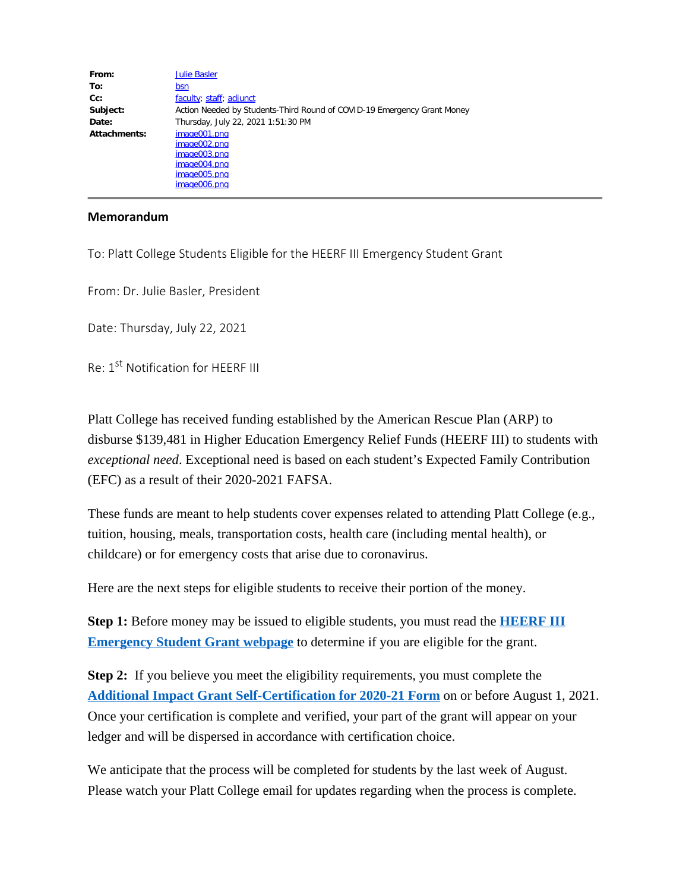| | |
|---|---|
| **From:** | Julie Basler |
| **To:** | bsn |
| **Cc:** | faculty; staff; adjunct |
| **Subject:** | Action Needed by Students-Third Round of COVID-19 Emergency Grant Money |
| **Date:** | Thursday, July 22, 2021 1:51:30 PM |
| **Attachments:** | image001.png<br>image002.png<br>image003.png<br>image004.png<br>image005.png<br>image006.png |

---

**Memorandum**

To: Platt College Students Eligible for the HEERF III Emergency Student Grant

From: Dr. Julie Basler, President

Date: Thursday, July 22, 2021

Re: 1st Notification for HEERF III

Platt College has received funding established by the American Rescue Plan (ARP) to disburse $139,481 in Higher Education Emergency Relief Funds (HEERF III) to students with *exceptional need*. Exceptional need is based on each student's Expected Family Contribution (EFC) as a result of their 2020-2021 FAFSA.

These funds are meant to help students cover expenses related to attending Platt College (e.g., tuition, housing, meals, transportation costs, health care (including mental health), or childcare) or for emergency costs that arise due to coronavirus.

Here are the next steps for eligible students to receive their portion of the money.

**Step 1:** Before money may be issued to eligible students, you must read the **HEERF III Emergency Student Grant webpage** to determine if you are eligible for the grant.

**Step 2:** If you believe you meet the eligibility requirements, you must complete the **Additional Impact Grant Self-Certification for 2020-21 Form** on or before August 1, 2021. Once your certification is complete and verified, your part of the grant will appear on your ledger and will be dispersed in accordance with certification choice.

We anticipate that the process will be completed for students by the last week of August. Please watch your Platt College email for updates regarding when the process is complete.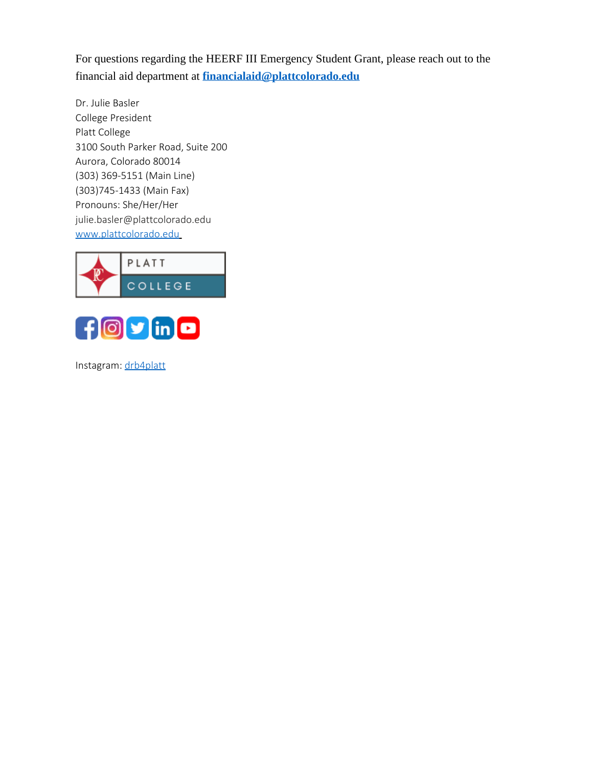For questions regarding the HEERF III Emergency Student Grant, please reach out to the financial aid department at **financialaid@plattcolorado.edu**

Dr. Julie Basler
College President
Platt College
3100 South Parker Road, Suite 200
Aurora, Colorado 80014
(303) 369-5151 (Main Line)
(303)745-1433 (Main Fax)
Pronouns: She/Her/Her
julie.basler@plattcolorado.edu
www.plattcolorado.edu

PLATT
COLLEGE

Instagram: drb4platt